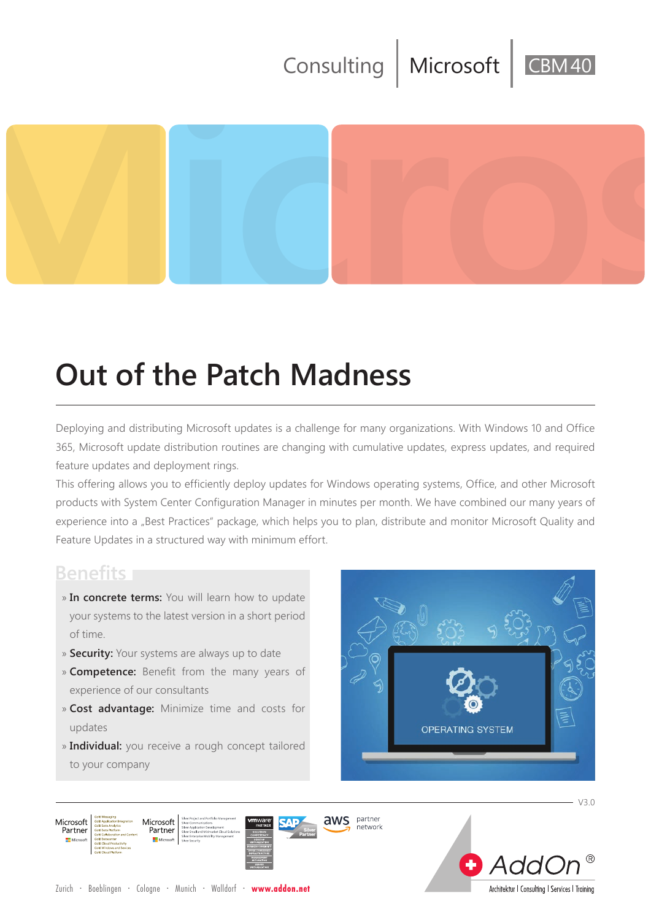Consulting | Microsoft | CBM 40

# Out of the Patch Madness

Deploying and distributing Microsoft updates is a challenge for many organizations. With Windows 10 and Office 365, Microsoft update distribution routines are changing with cumulative updates, express updates, and required feature updates and deployment rings.

This offering allows you to efficiently deploy updates for Windows operating systems, Office, and other Microsoft products with System Center Configuration Manager in minutes per month. We have combined our many years of experience into a „Best Practices" package, which helps you to plan, distribute and monitor Microsoft Quality and Feature Updates in a structured way with minimum effort.

## Benefits

- » **In concrete terms:** You will learn how to update your systems to the latest version in a short period of time.
- » **Security:** Your systems are always up to date
- » **Competence:** Benefit from the many years of experience of our consultants
- » **Cost advantage:** Minimize time and costs for updates
- » **Individual:** you receive a rough concept tailored to your company

V3.0

Zurich · Boeblingen · Cologne · Munich · Walldorf · **www.addon.net**

AddOn® Architektur | Consulting | Services | Training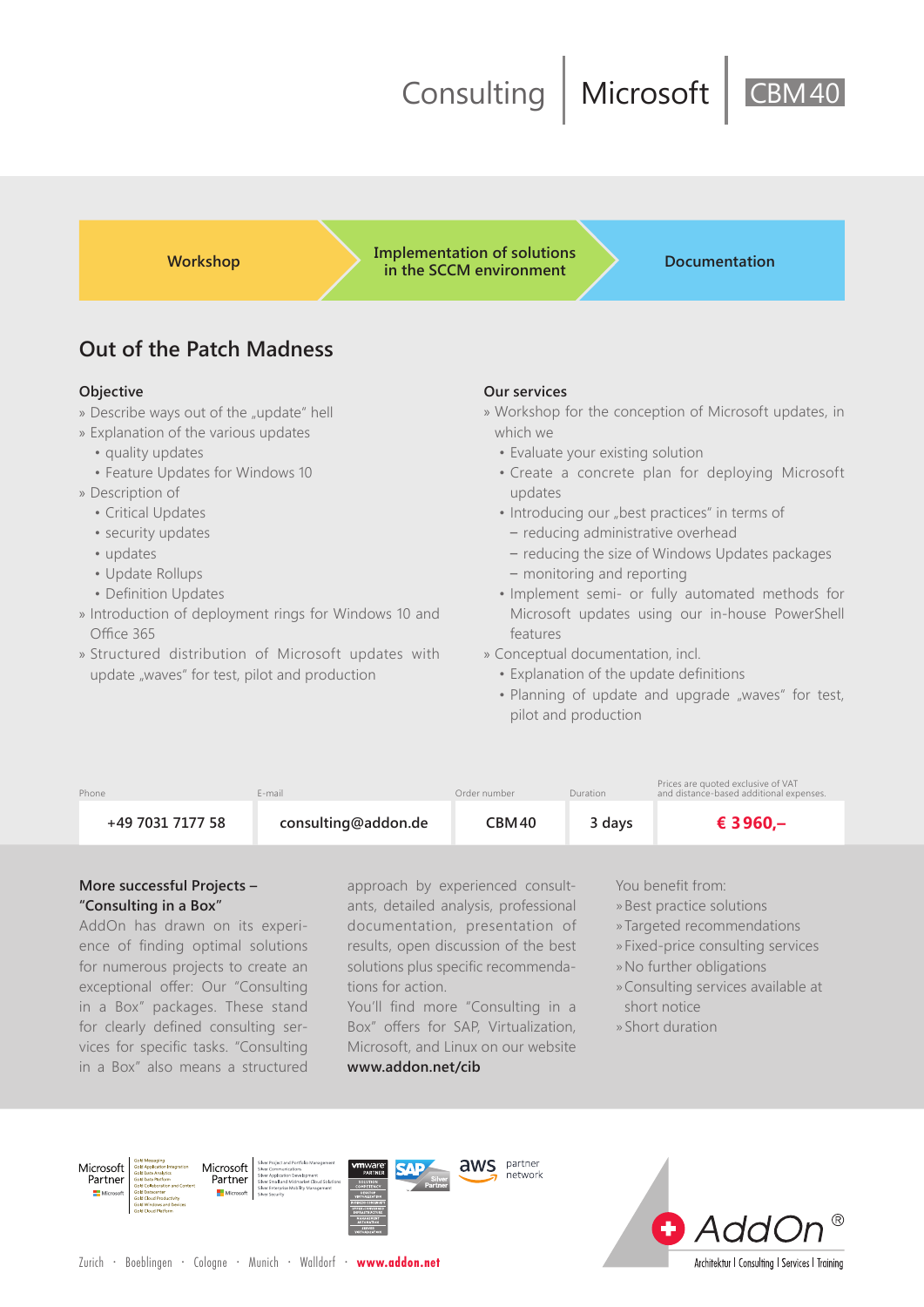Consulting | Microsoft | CBM 40

Workshop → Implementation of solutions in the SCCM environment → Documentation

## Out of the Patch Madness

### Objective

» Describe ways out of the „update" hell

» Explanation of the various updates
- quality updates
- Feature Updates for Windows 10

» Description of
- Critical Updates
- security updates
- updates
- Update Rollups
- Definition Updates

» Introduction of deployment rings for Windows 10 and Office 365

» Structured distribution of Microsoft updates with update „waves" for test, pilot and production

### Our services

» Workshop for the conception of Microsoft updates, in which we
- Evaluate your existing solution
- Create a concrete plan for deploying Microsoft updates
- Introducing our „best practices" in terms of
  - reducing administrative overhead
  - reducing the size of Windows Updates packages
  - monitoring and reporting
- Implement semi- or fully automated methods for Microsoft updates using our in-house PowerShell features

» Conceptual documentation, incl.
- Explanation of the update definitions
- Planning of update and upgrade „waves" for test, pilot and production

| Phone | E-mail | Order number | Duration | Prices are quoted exclusive of VAT and distance-based additional expenses. |
|---|---|---|---|---|
| +49 7031 7177 58 | consulting@addon.de | CBM 40 | 3 days | € 3 960,– |

**More successful Projects – "Consulting in a Box"**

AddOn has drawn on its experience of finding optimal solutions for numerous projects to create an exceptional offer: Our "Consulting in a Box" packages. These stand for clearly defined consulting services for specific tasks. "Consulting in a Box" also means a structured approach by experienced consultants, detailed analysis, professional documentation, presentation of results, open discussion of the best solutions plus specific recommendations for action.

You'll find more "Consulting in a Box" offers for SAP, Virtualization, Microsoft, and Linux on our website **www.addon.net/cib**

You benefit from:

» Best practice solutions

» Targeted recommendations

» Fixed-price consulting services

» No further obligations

» Consulting services available at short notice

» Short duration

Zurich · Boeblingen · Cologne · Munich · Walldorf · **www.addon.net**

AddOn® Architektur | Consulting | Services | Training